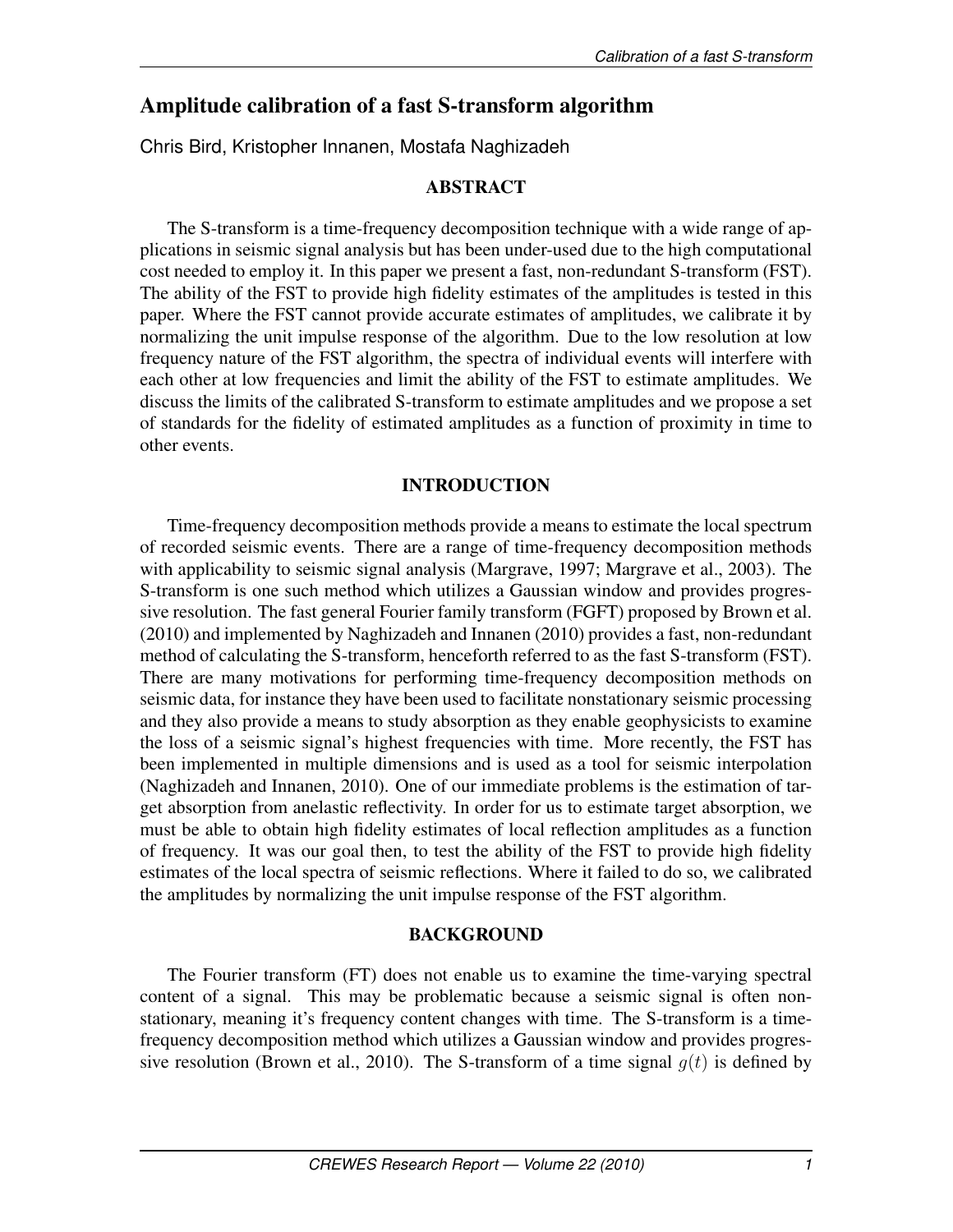# Amplitude calibration of a fast S-transform algorithm

Chris Bird, Kristopher Innanen, Mostafa Naghizadeh

## ABSTRACT

The S-transform is a time-frequency decomposition technique with a wide range of applications in seismic signal analysis but has been under-used due to the high computational cost needed to employ it. In this paper we present a fast, non-redundant S-transform (FST). The ability of the FST to provide high fidelity estimates of the amplitudes is tested in this paper. Where the FST cannot provide accurate estimates of amplitudes, we calibrate it by normalizing the unit impulse response of the algorithm. Due to the low resolution at low frequency nature of the FST algorithm, the spectra of individual events will interfere with each other at low frequencies and limit the ability of the FST to estimate amplitudes. We discuss the limits of the calibrated S-transform to estimate amplitudes and we propose a set of standards for the fidelity of estimated amplitudes as a function of proximity in time to other events.

## INTRODUCTION

Time-frequency decomposition methods provide a means to estimate the local spectrum of recorded seismic events. There are a range of time-frequency decomposition methods with applicability to seismic signal analysis (Margrave, 1997; Margrave et al., 2003). The S-transform is one such method which utilizes a Gaussian window and provides progressive resolution. The fast general Fourier family transform (FGFT) proposed by Brown et al. (2010) and implemented by Naghizadeh and Innanen (2010) provides a fast, non-redundant method of calculating the S-transform, henceforth referred to as the fast S-transform (FST). There are many motivations for performing time-frequency decomposition methods on seismic data, for instance they have been used to facilitate nonstationary seismic processing and they also provide a means to study absorption as they enable geophysicists to examine the loss of a seismic signal's highest frequencies with time. More recently, the FST has been implemented in multiple dimensions and is used as a tool for seismic interpolation (Naghizadeh and Innanen, 2010). One of our immediate problems is the estimation of target absorption from anelastic reflectivity. In order for us to estimate target absorption, we must be able to obtain high fidelity estimates of local reflection amplitudes as a function of frequency. It was our goal then, to test the ability of the FST to provide high fidelity estimates of the local spectra of seismic reflections. Where it failed to do so, we calibrated the amplitudes by normalizing the unit impulse response of the FST algorithm.

## BACKGROUND

The Fourier transform (FT) does not enable us to examine the time-varying spectral content of a signal. This may be problematic because a seismic signal is often nonstationary, meaning it's frequency content changes with time. The S-transform is a time-frequency decomposition method which utilizes a Gaussian window and provides progressive resolution (Brown et al., 2010). The S-transform of a time signal $g(t)$ is defined by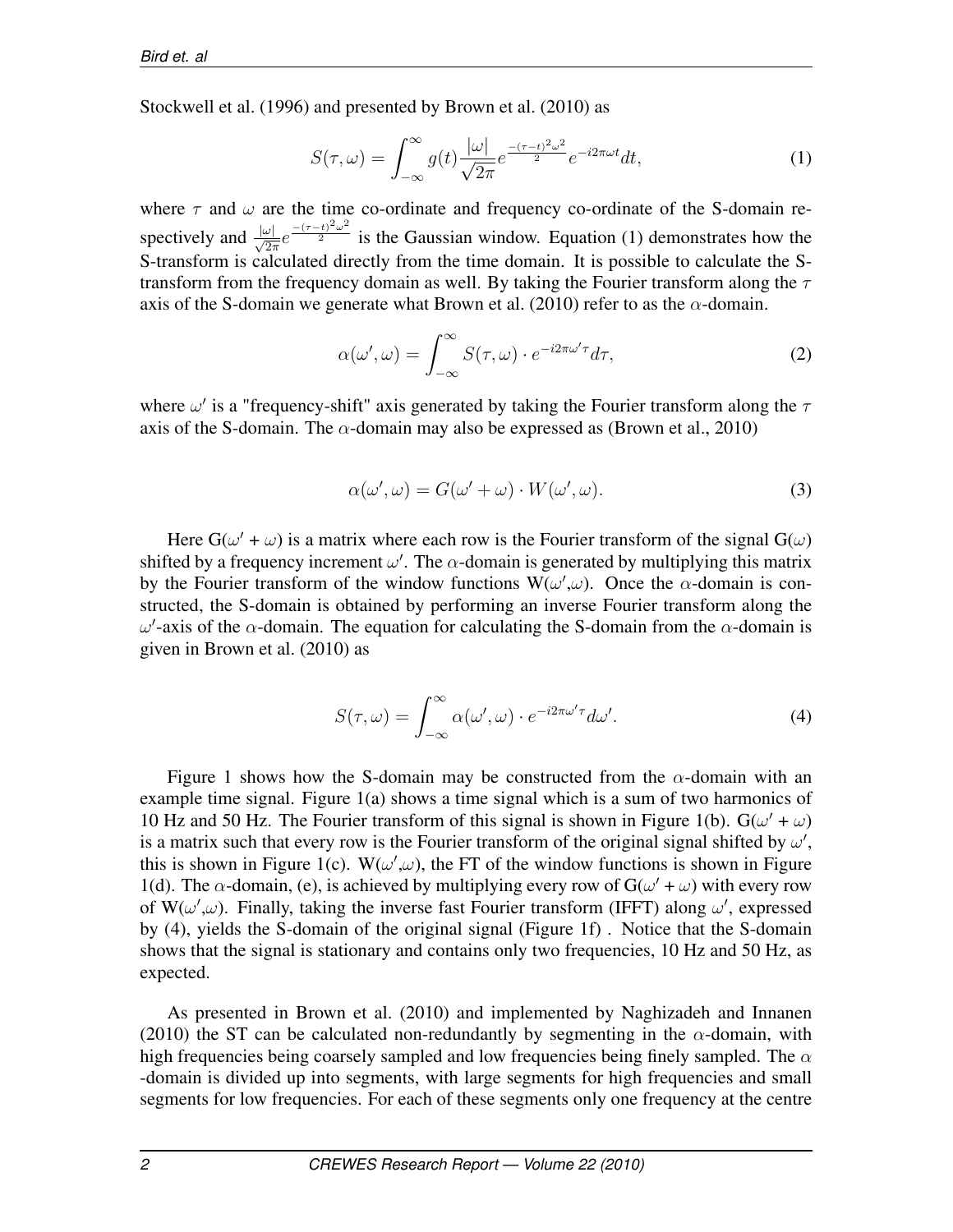Stockwell et al. (1996) and presented by Brown et al. (2010) as

$$S(\tau, \omega) = \int_{-\infty}^{\infty} g(t) \frac{|\omega|}{\sqrt{2\pi}} e^{\frac{-(\tau-t)^2\omega^2}{2}} e^{-i2\pi\omega t} dt, \tag{1}$$

where $\tau$ and $\omega$ are the time co-ordinate and frequency co-ordinate of the S-domain respectively and $\frac{|\omega|}{\sqrt{2\pi}} e^{\frac{-(\tau-t)^2\omega^2}{2}}$ is the Gaussian window. Equation (1) demonstrates how the S-transform is calculated directly from the time domain. It is possible to calculate the S-transform from the frequency domain as well. By taking the Fourier transform along the $\tau$ axis of the S-domain we generate what Brown et al. (2010) refer to as the $\alpha$-domain.

$$\alpha(\omega', \omega) = \int_{-\infty}^{\infty} S(\tau, \omega) \cdot e^{-i2\pi\omega'\tau} d\tau, \tag{2}$$

where $\omega'$ is a "frequency-shift" axis generated by taking the Fourier transform along the $\tau$ axis of the S-domain. The $\alpha$-domain may also be expressed as (Brown et al., 2010)

$$\alpha(\omega', \omega) = G(\omega' + \omega) \cdot W(\omega', \omega). \tag{3}$$

Here $G(\omega' + \omega)$ is a matrix where each row is the Fourier transform of the signal $G(\omega)$ shifted by a frequency increment $\omega'$. The $\alpha$-domain is generated by multiplying this matrix by the Fourier transform of the window functions $W(\omega',\omega)$. Once the $\alpha$-domain is constructed, the S-domain is obtained by performing an inverse Fourier transform along the $\omega'$-axis of the $\alpha$-domain. The equation for calculating the S-domain from the $\alpha$-domain is given in Brown et al. (2010) as

$$S(\tau, \omega) = \int_{-\infty}^{\infty} \alpha(\omega', \omega) \cdot e^{-i2\pi\omega'\tau} d\omega'. \tag{4}$$

Figure 1 shows how the S-domain may be constructed from the $\alpha$-domain with an example time signal. Figure 1(a) shows a time signal which is a sum of two harmonics of 10 Hz and 50 Hz. The Fourier transform of this signal is shown in Figure 1(b). $G(\omega' + \omega)$ is a matrix such that every row is the Fourier transform of the original signal shifted by $\omega'$, this is shown in Figure 1(c). $W(\omega',\omega)$, the FT of the window functions is shown in Figure 1(d). The $\alpha$-domain, (e), is achieved by multiplying every row of $G(\omega' + \omega)$ with every row of $W(\omega',\omega)$. Finally, taking the inverse fast Fourier transform (IFFT) along $\omega'$, expressed by (4), yields the S-domain of the original signal (Figure 1f) . Notice that the S-domain shows that the signal is stationary and contains only two frequencies, 10 Hz and 50 Hz, as expected.

As presented in Brown et al. (2010) and implemented by Naghizadeh and Innanen (2010) the ST can be calculated non-redundantly by segmenting in the $\alpha$-domain, with high frequencies being coarsely sampled and low frequencies being finely sampled. The $\alpha$ -domain is divided up into segments, with large segments for high frequencies and small segments for low frequencies. For each of these segments only one frequency at the centre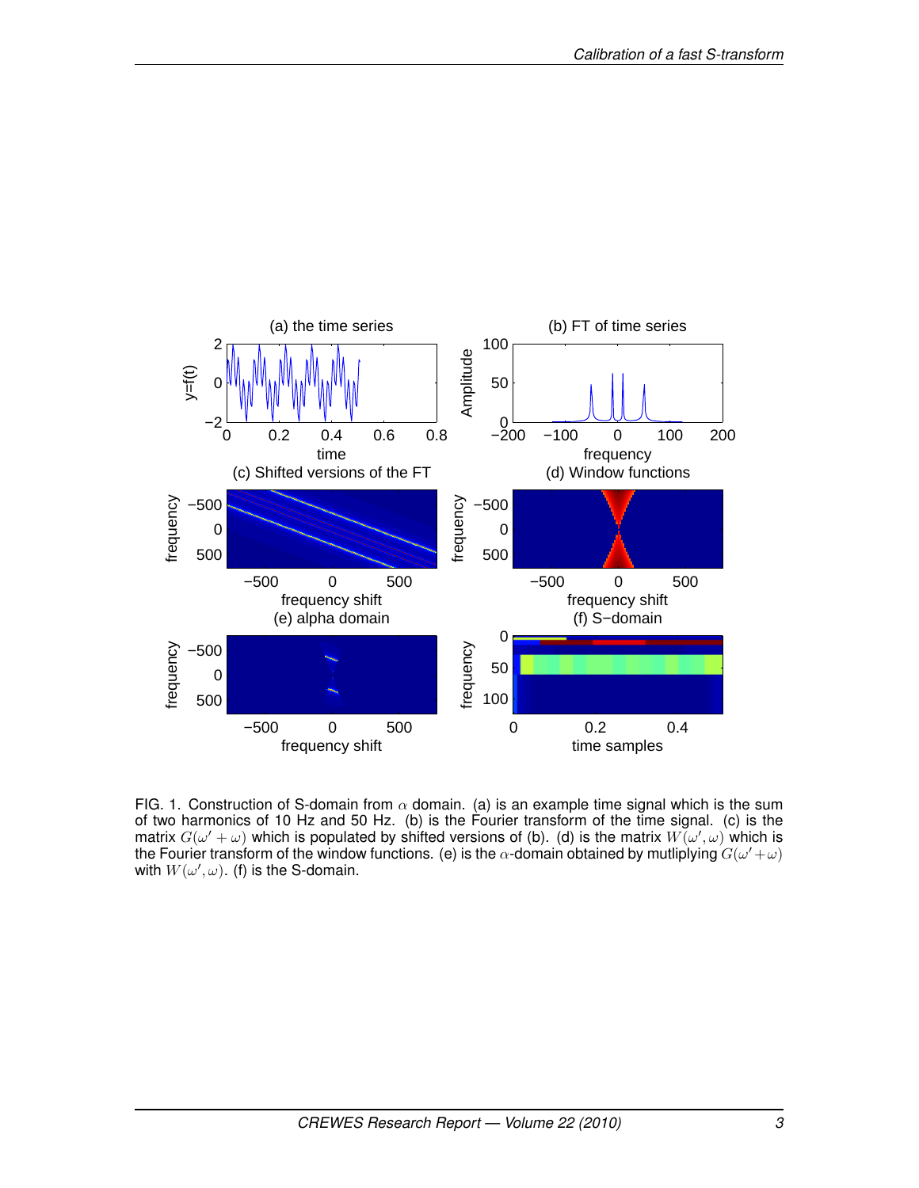FIG. 1. Construction of S-domain from $\alpha$ domain. (a) is an example time signal which is the sum of two harmonics of 10 Hz and 50 Hz. (b) is the Fourier transform of the time signal. (c) is the matrix $G(\omega' + \omega)$ which is populated by shifted versions of (b). (d) is the matrix $W(\omega', \omega)$ which is the Fourier transform of the window functions. (e) is the $\alpha$-domain obtained by mutliplying $G(\omega' + \omega)$ with $W(\omega', \omega)$. (f) is the S-domain.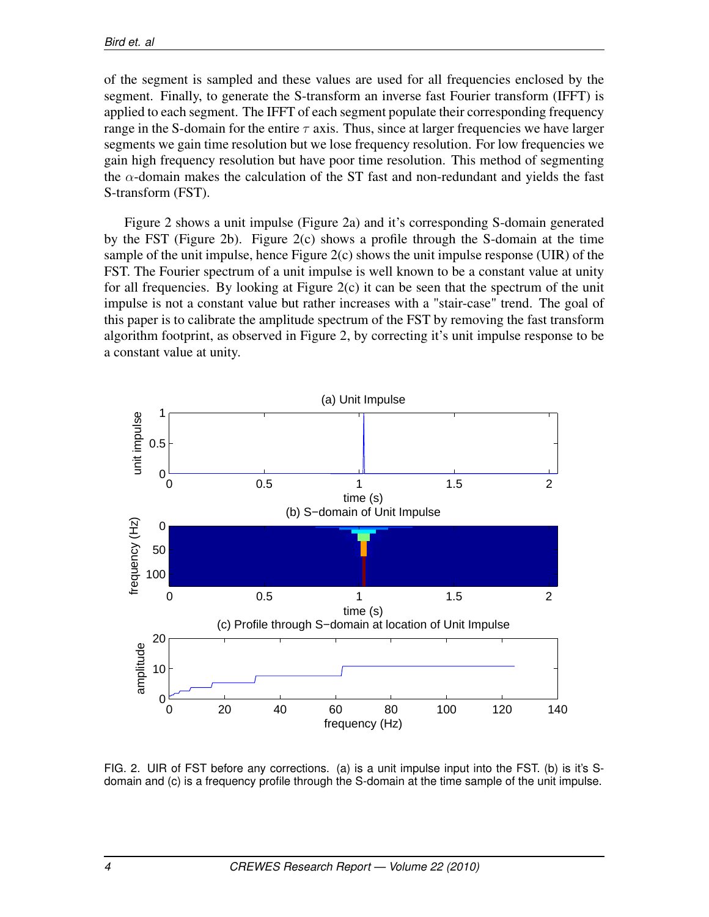of the segment is sampled and these values are used for all frequencies enclosed by the segment. Finally, to generate the S-transform an inverse fast Fourier transform (IFFT) is applied to each segment. The IFFT of each segment populate their corresponding frequency range in the S-domain for the entire $\tau$ axis. Thus, since at larger frequencies we have larger segments we gain time resolution but we lose frequency resolution. For low frequencies we gain high frequency resolution but have poor time resolution. This method of segmenting the $\alpha$-domain makes the calculation of the ST fast and non-redundant and yields the fast S-transform (FST).

Figure 2 shows a unit impulse (Figure 2a) and it's corresponding S-domain generated by the FST (Figure 2b). Figure 2(c) shows a profile through the S-domain at the time sample of the unit impulse, hence Figure 2(c) shows the unit impulse response (UIR) of the FST. The Fourier spectrum of a unit impulse is well known to be a constant value at unity for all frequencies. By looking at Figure 2(c) it can be seen that the spectrum of the unit impulse is not a constant value but rather increases with a "stair-case" trend. The goal of this paper is to calibrate the amplitude spectrum of the FST by removing the fast transform algorithm footprint, as observed in Figure 2, by correcting it's unit impulse response to be a constant value at unity.

FIG. 2. UIR of FST before any corrections. (a) is a unit impulse input into the FST. (b) is it's S-domain and (c) is a frequency profile through the S-domain at the time sample of the unit impulse.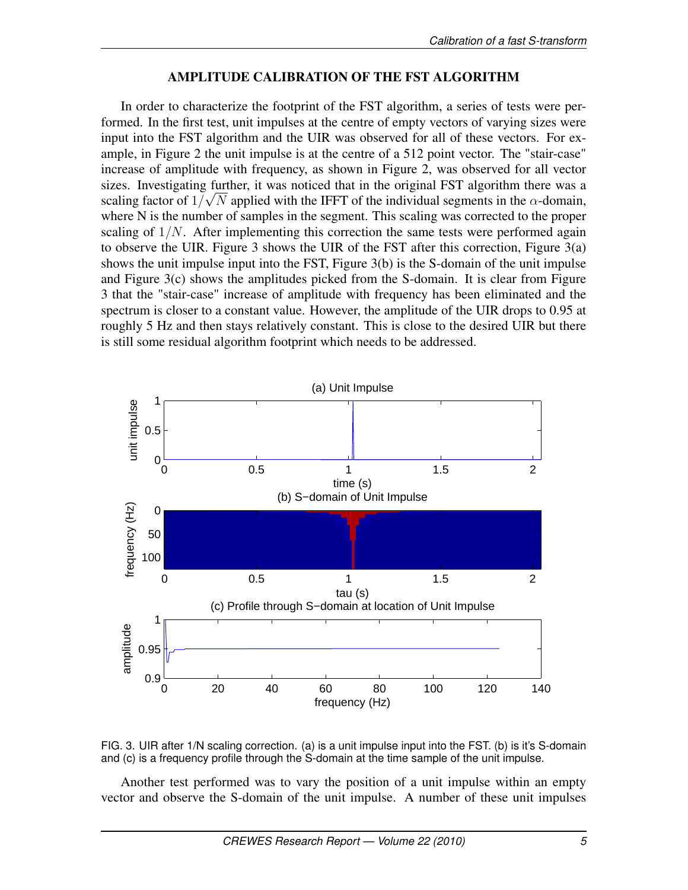## AMPLITUDE CALIBRATION OF THE FST ALGORITHM

In order to characterize the footprint of the FST algorithm, a series of tests were performed. In the first test, unit impulses at the centre of empty vectors of varying sizes were input into the FST algorithm and the UIR was observed for all of these vectors. For example, in Figure 2 the unit impulse is at the centre of a 512 point vector. The "stair-case" increase of amplitude with frequency, as shown in Figure 2, was observed for all vector sizes. Investigating further, it was noticed that in the original FST algorithm there was a scaling factor of $1/\sqrt{N}$ applied with the IFFT of the individual segments in the $\alpha$-domain, where N is the number of samples in the segment. This scaling was corrected to the proper scaling of $1/N$. After implementing this correction the same tests were performed again to observe the UIR. Figure 3 shows the UIR of the FST after this correction, Figure 3(a) shows the unit impulse input into the FST, Figure 3(b) is the S-domain of the unit impulse and Figure 3(c) shows the amplitudes picked from the S-domain. It is clear from Figure 3 that the "stair-case" increase of amplitude with frequency has been eliminated and the spectrum is closer to a constant value. However, the amplitude of the UIR drops to 0.95 at roughly 5 Hz and then stays relatively constant. This is close to the desired UIR but there is still some residual algorithm footprint which needs to be addressed.

FIG. 3. UIR after 1/N scaling correction. (a) is a unit impulse input into the FST. (b) is it's S-domain and (c) is a frequency profile through the S-domain at the time sample of the unit impulse.

Another test performed was to vary the position of a unit impulse within an empty vector and observe the S-domain of the unit impulse. A number of these unit impulses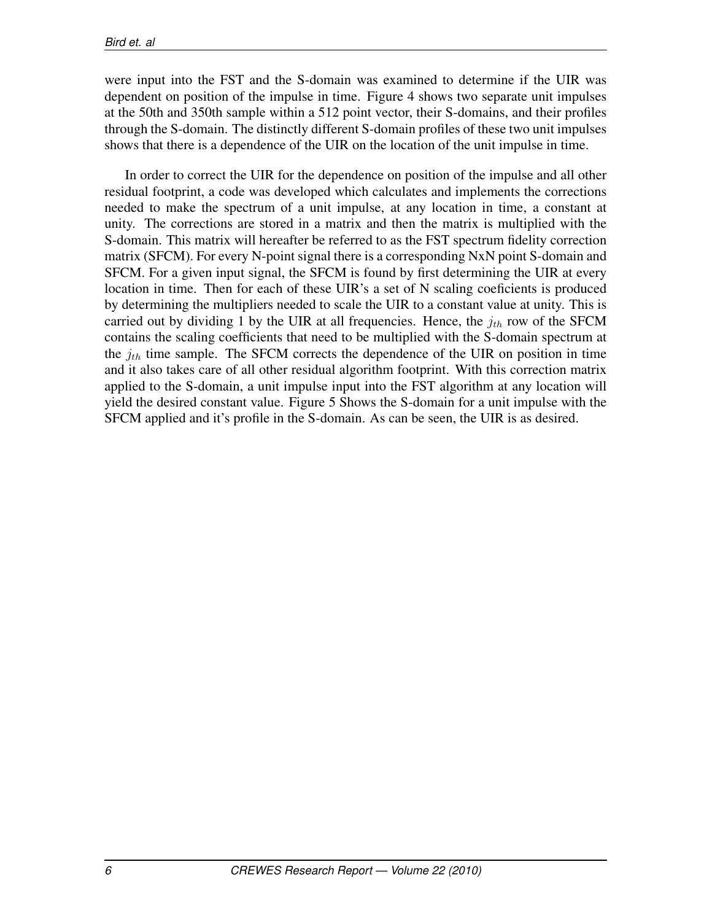were input into the FST and the S-domain was examined to determine if the UIR was dependent on position of the impulse in time. Figure 4 shows two separate unit impulses at the 50th and 350th sample within a 512 point vector, their S-domains, and their profiles through the S-domain. The distinctly different S-domain profiles of these two unit impulses shows that there is a dependence of the UIR on the location of the unit impulse in time.

In order to correct the UIR for the dependence on position of the impulse and all other residual footprint, a code was developed which calculates and implements the corrections needed to make the spectrum of a unit impulse, at any location in time, a constant at unity. The corrections are stored in a matrix and then the matrix is multiplied with the S-domain. This matrix will hereafter be referred to as the FST spectrum fidelity correction matrix (SFCM). For every N-point signal there is a corresponding NxN point S-domain and SFCM. For a given input signal, the SFCM is found by first determining the UIR at every location in time. Then for each of these UIR's a set of N scaling coeficients is produced by determining the multipliers needed to scale the UIR to a constant value at unity. This is carried out by dividing 1 by the UIR at all frequencies. Hence, the $j_{th}$ row of the SFCM contains the scaling coefficients that need to be multiplied with the S-domain spectrum at the $j_{th}$ time sample. The SFCM corrects the dependence of the UIR on position in time and it also takes care of all other residual algorithm footprint. With this correction matrix applied to the S-domain, a unit impulse input into the FST algorithm at any location will yield the desired constant value. Figure 5 Shows the S-domain for a unit impulse with the SFCM applied and it's profile in the S-domain. As can be seen, the UIR is as desired.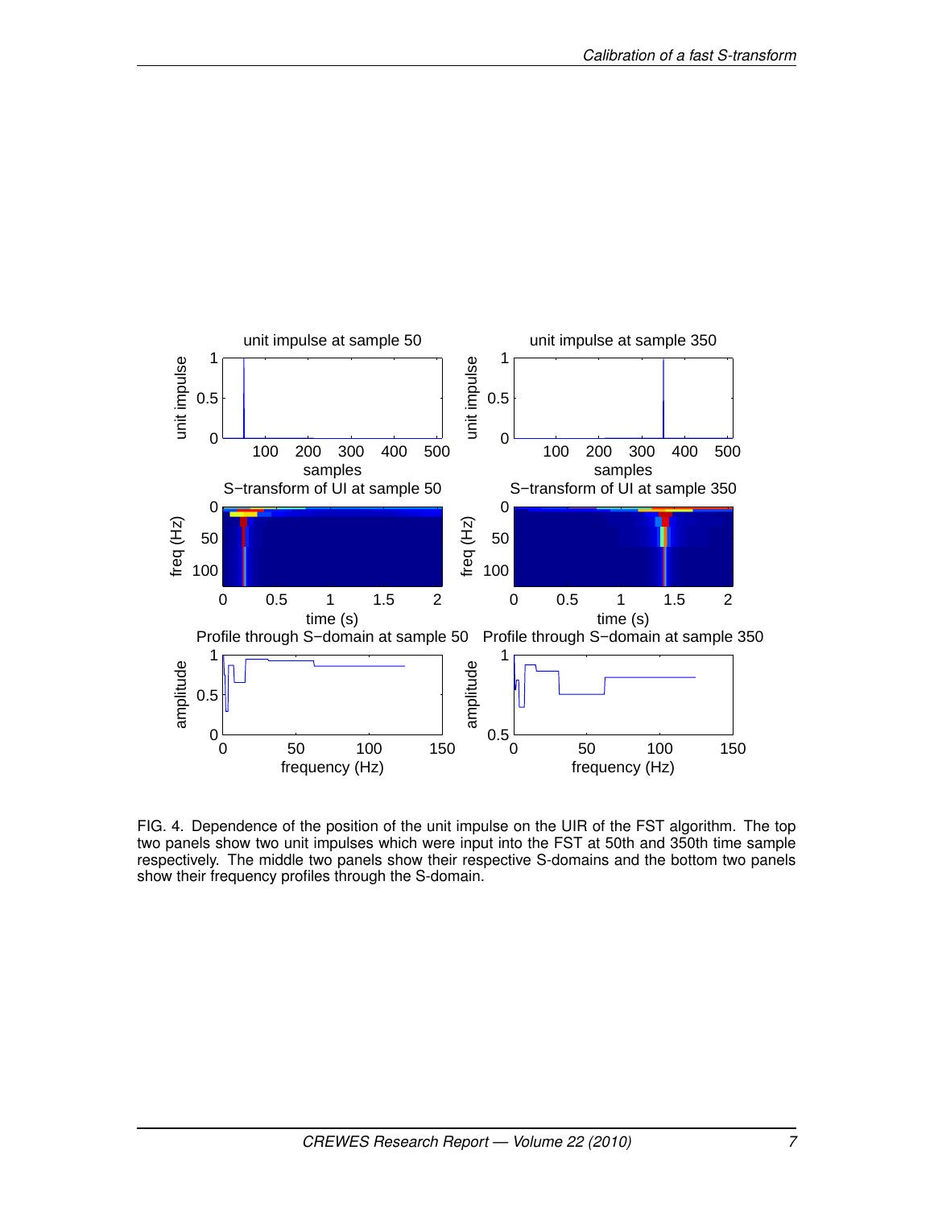FIG. 4. Dependence of the position of the unit impulse on the UIR of the FST algorithm. The top two panels show two unit impulses which were input into the FST at 50th and 350th time sample respectively. The middle two panels show their respective S-domains and the bottom two panels show their frequency profiles through the S-domain.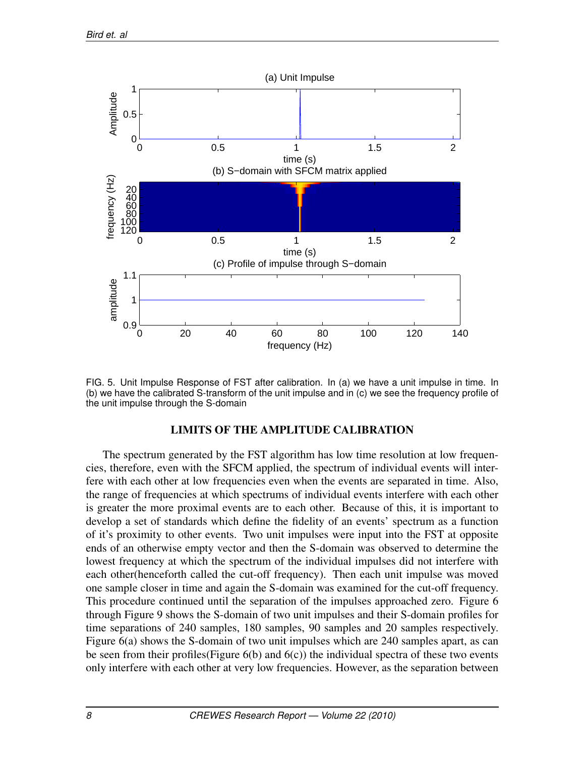FIG. 5. Unit Impulse Response of FST after calibration. In (a) we have a unit impulse in time. In (b) we have the calibrated S-transform of the unit impulse and in (c) we see the frequency profile of the unit impulse through the S-domain

## LIMITS OF THE AMPLITUDE CALIBRATION

The spectrum generated by the FST algorithm has low time resolution at low frequencies, therefore, even with the SFCM applied, the spectrum of individual events will interfere with each other at low frequencies even when the events are separated in time. Also, the range of frequencies at which spectrums of individual events interfere with each other is greater the more proximal events are to each other. Because of this, it is important to develop a set of standards which define the fidelity of an events' spectrum as a function of it's proximity to other events. Two unit impulses were input into the FST at opposite ends of an otherwise empty vector and then the S-domain was observed to determine the lowest frequency at which the spectrum of the individual impulses did not interfere with each other(henceforth called the cut-off frequency). Then each unit impulse was moved one sample closer in time and again the S-domain was examined for the cut-off frequency. This procedure continued until the separation of the impulses approached zero. Figure 6 through Figure 9 shows the S-domain of two unit impulses and their S-domain profiles for time separations of 240 samples, 180 samples, 90 samples and 20 samples respectively. Figure 6(a) shows the S-domain of two unit impulses which are 240 samples apart, as can be seen from their profiles(Figure 6(b) and 6(c)) the individual spectra of these two events only interfere with each other at very low frequencies. However, as the separation between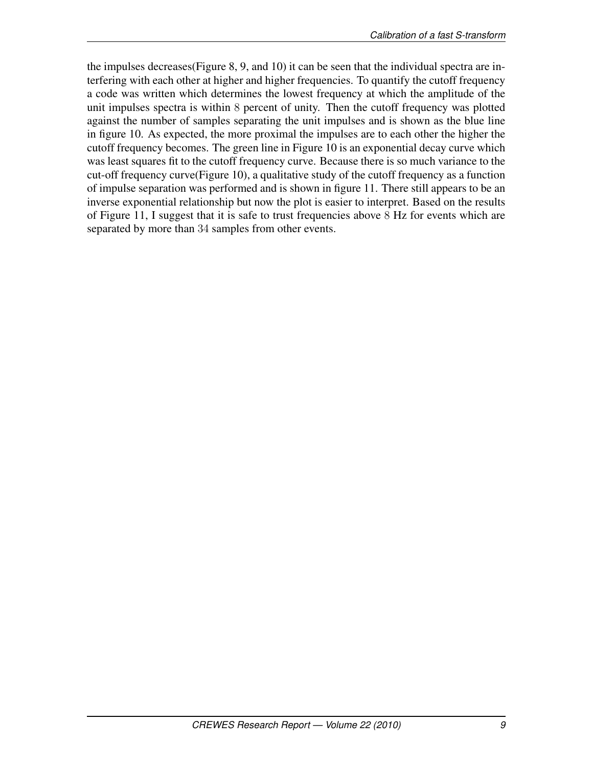the impulses decreases(Figure 8, 9, and 10) it can be seen that the individual spectra are interfering with each other at higher and higher frequencies. To quantify the cutoff frequency a code was written which determines the lowest frequency at which the amplitude of the unit impulses spectra is within $8$ percent of unity. Then the cutoff frequency was plotted against the number of samples separating the unit impulses and is shown as the blue line in figure 10. As expected, the more proximal the impulses are to each other the higher the cutoff frequency becomes. The green line in Figure 10 is an exponential decay curve which was least squares fit to the cutoff frequency curve. Because there is so much variance to the cut-off frequency curve(Figure 10), a qualitative study of the cutoff frequency as a function of impulse separation was performed and is shown in figure 11. There still appears to be an inverse exponential relationship but now the plot is easier to interpret. Based on the results of Figure 11, I suggest that it is safe to trust frequencies above $8$ Hz for events which are separated by more than $34$ samples from other events.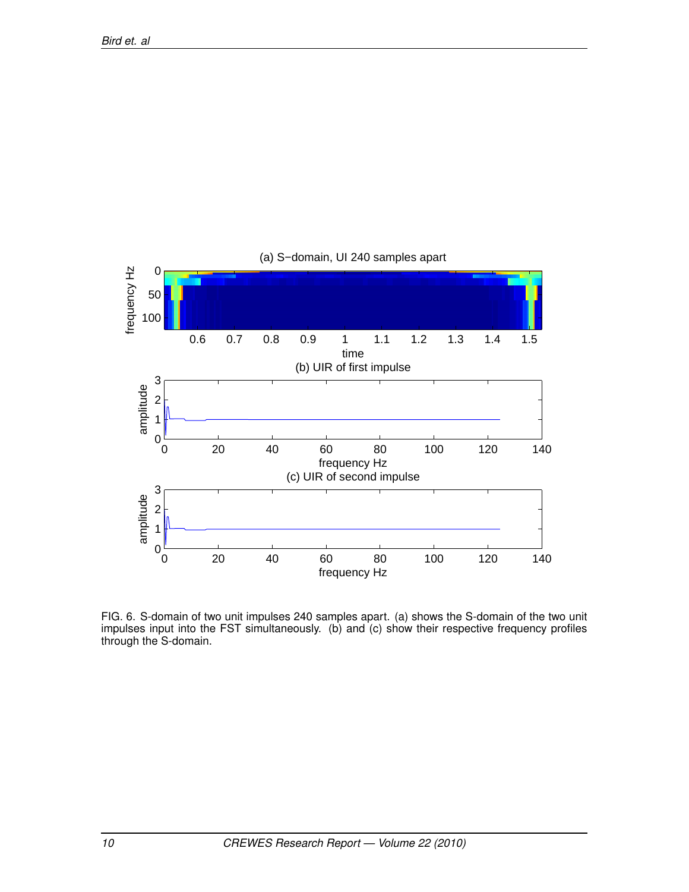FIG. 6. S-domain of two unit impulses 240 samples apart. (a) shows the S-domain of the two unit impulses input into the FST simultaneously. (b) and (c) show their respective frequency profiles through the S-domain.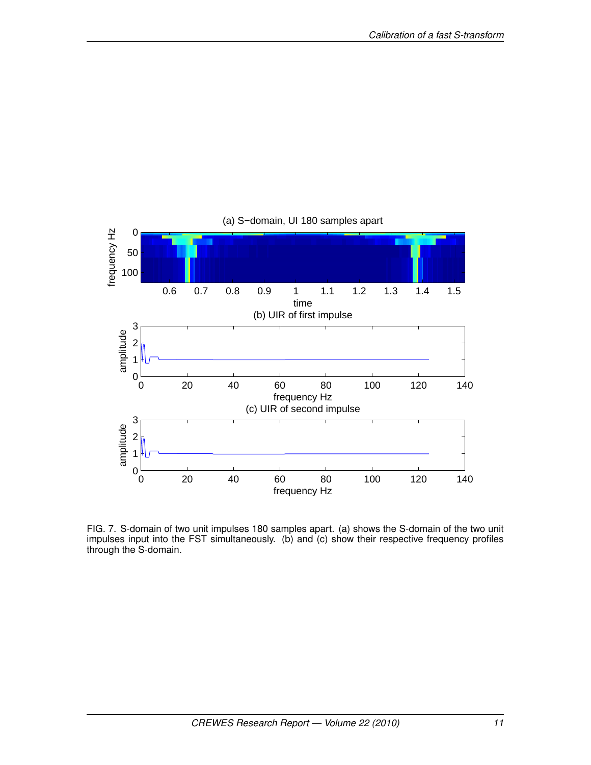FIG. 7. S-domain of two unit impulses 180 samples apart. (a) shows the S-domain of the two unit impulses input into the FST simultaneously. (b) and (c) show their respective frequency profiles through the S-domain.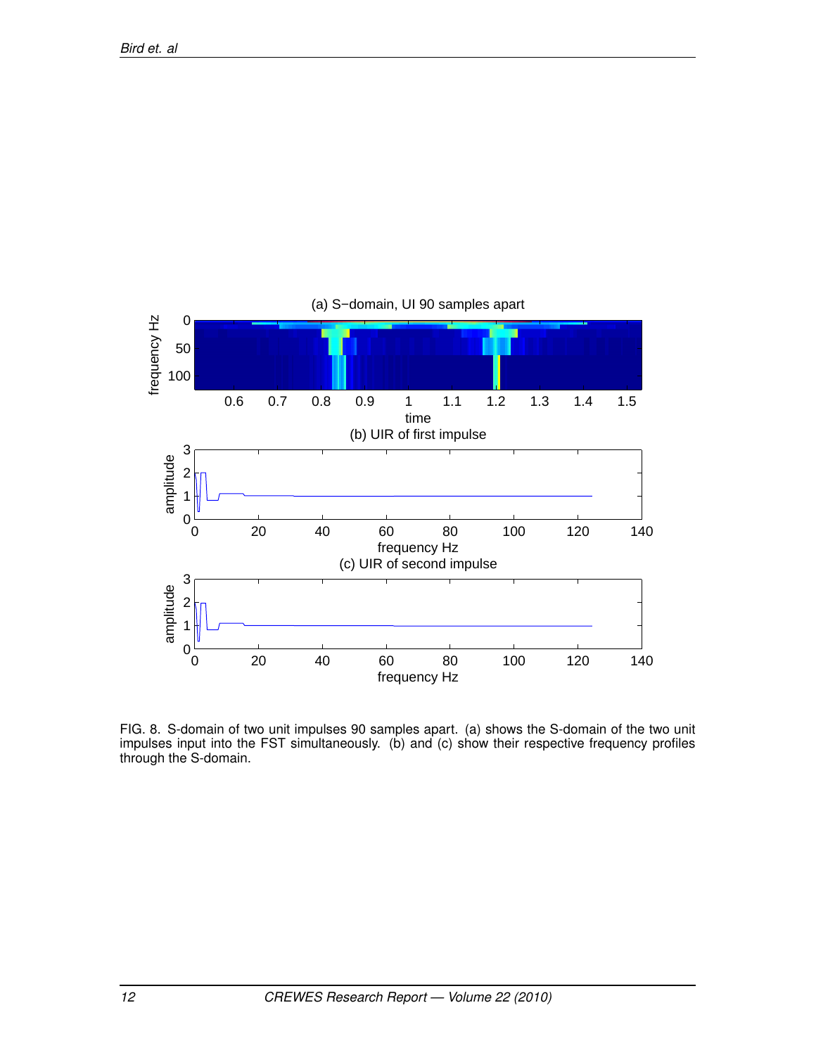FIG. 8. S-domain of two unit impulses 90 samples apart. (a) shows the S-domain of the two unit impulses input into the FST simultaneously. (b) and (c) show their respective frequency profiles through the S-domain.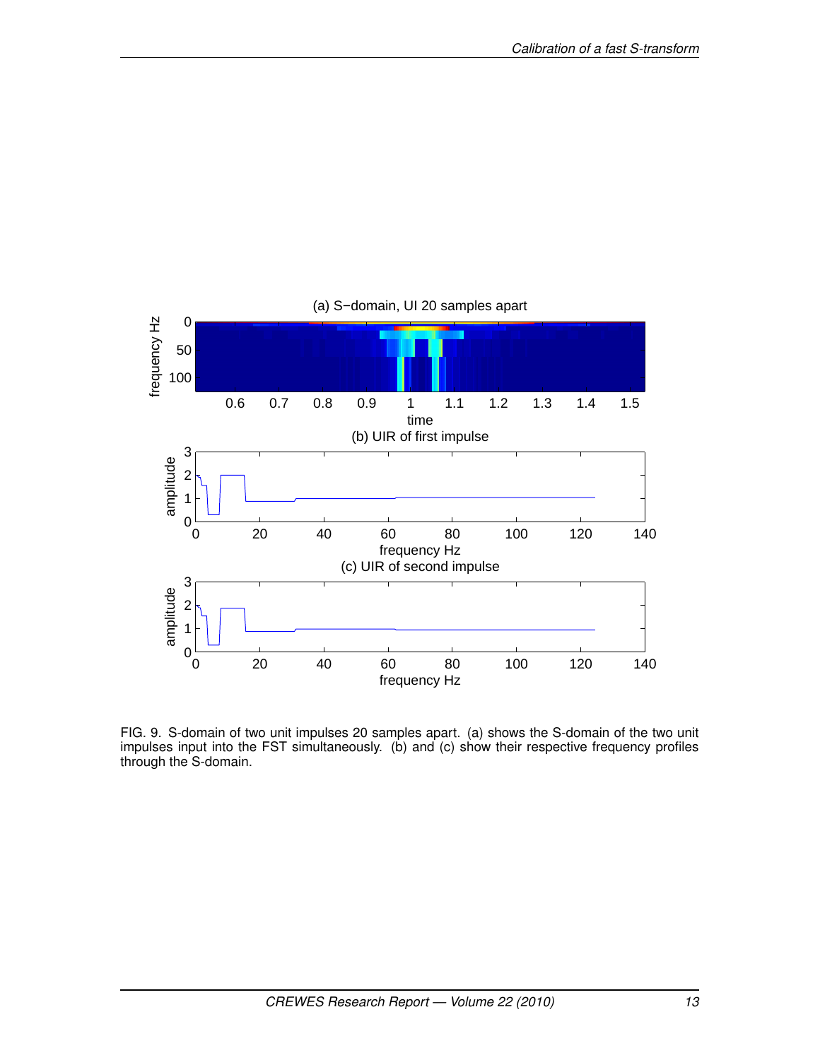FIG. 9. S-domain of two unit impulses 20 samples apart. (a) shows the S-domain of the two unit impulses input into the FST simultaneously. (b) and (c) show their respective frequency profiles through the S-domain.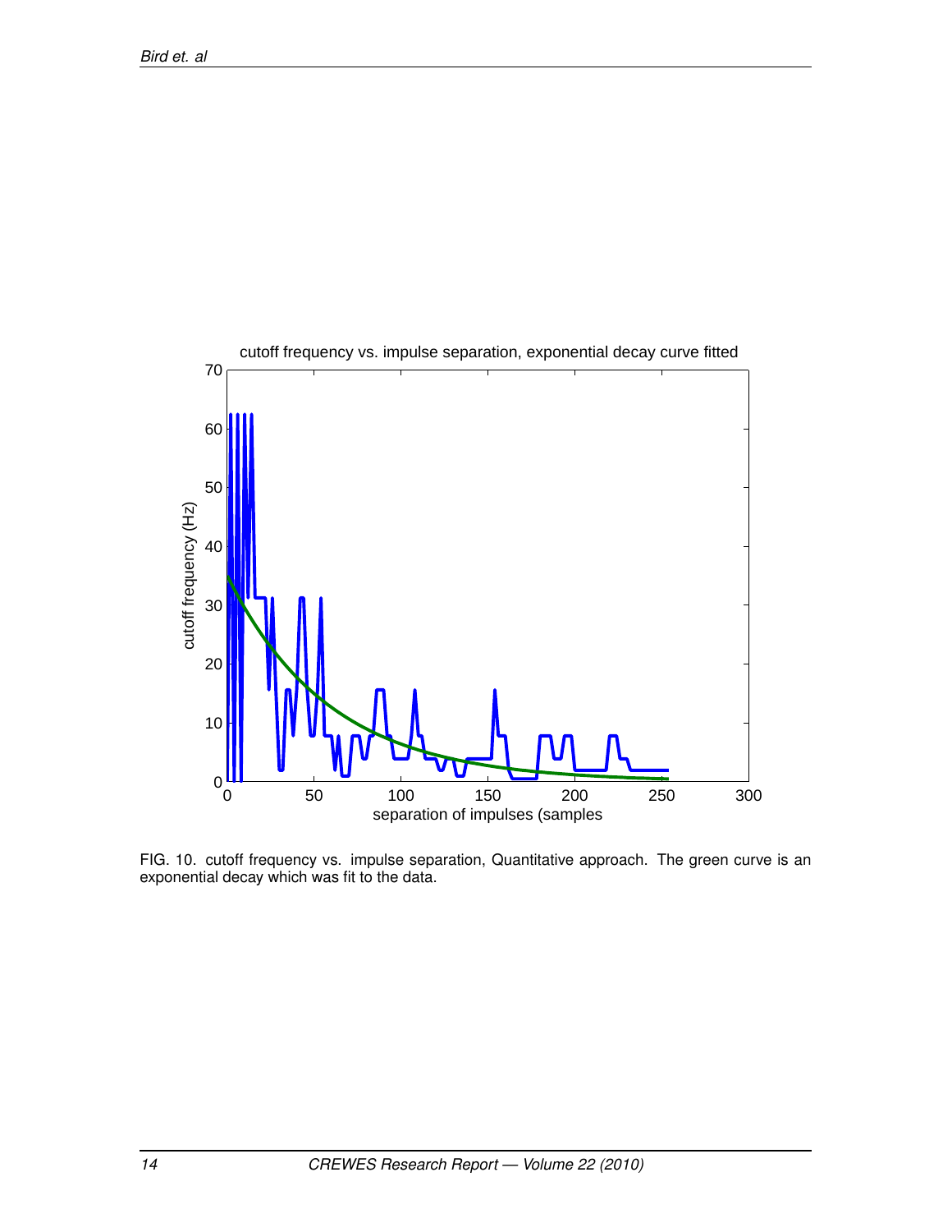FIG. 10. cutoff frequency vs. impulse separation, Quantitative approach. The green curve is an exponential decay which was fit to the data.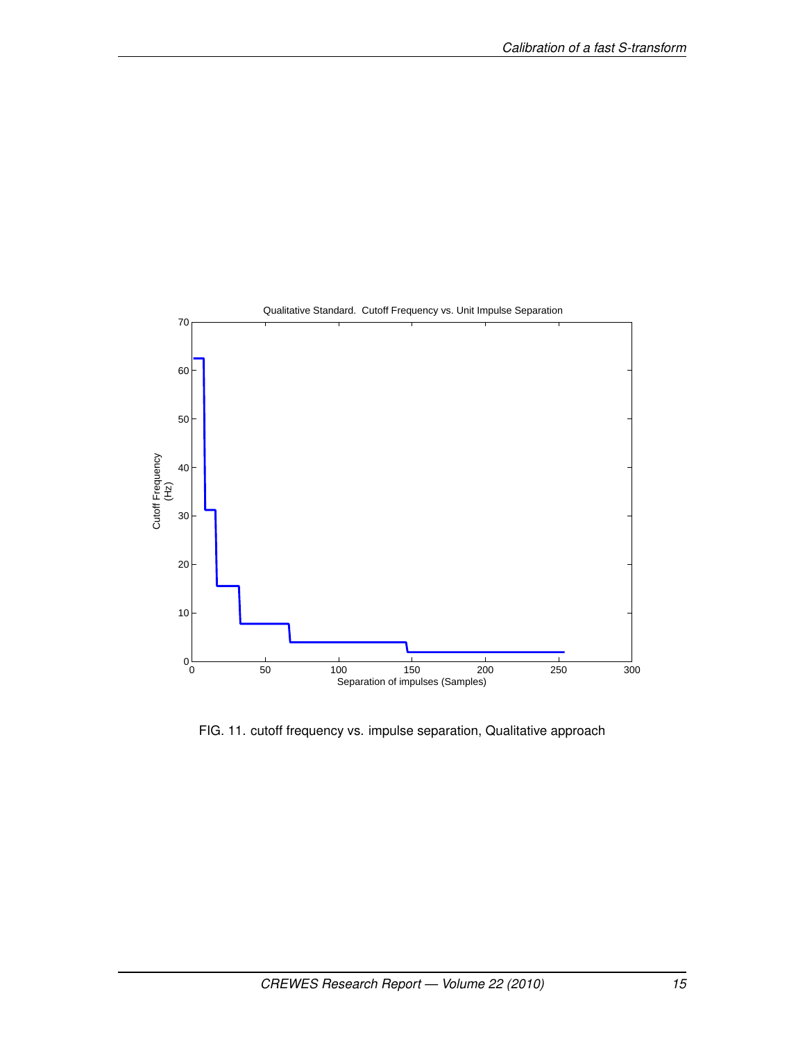FIG. 11. cutoff frequency vs. impulse separation, Qualitative approach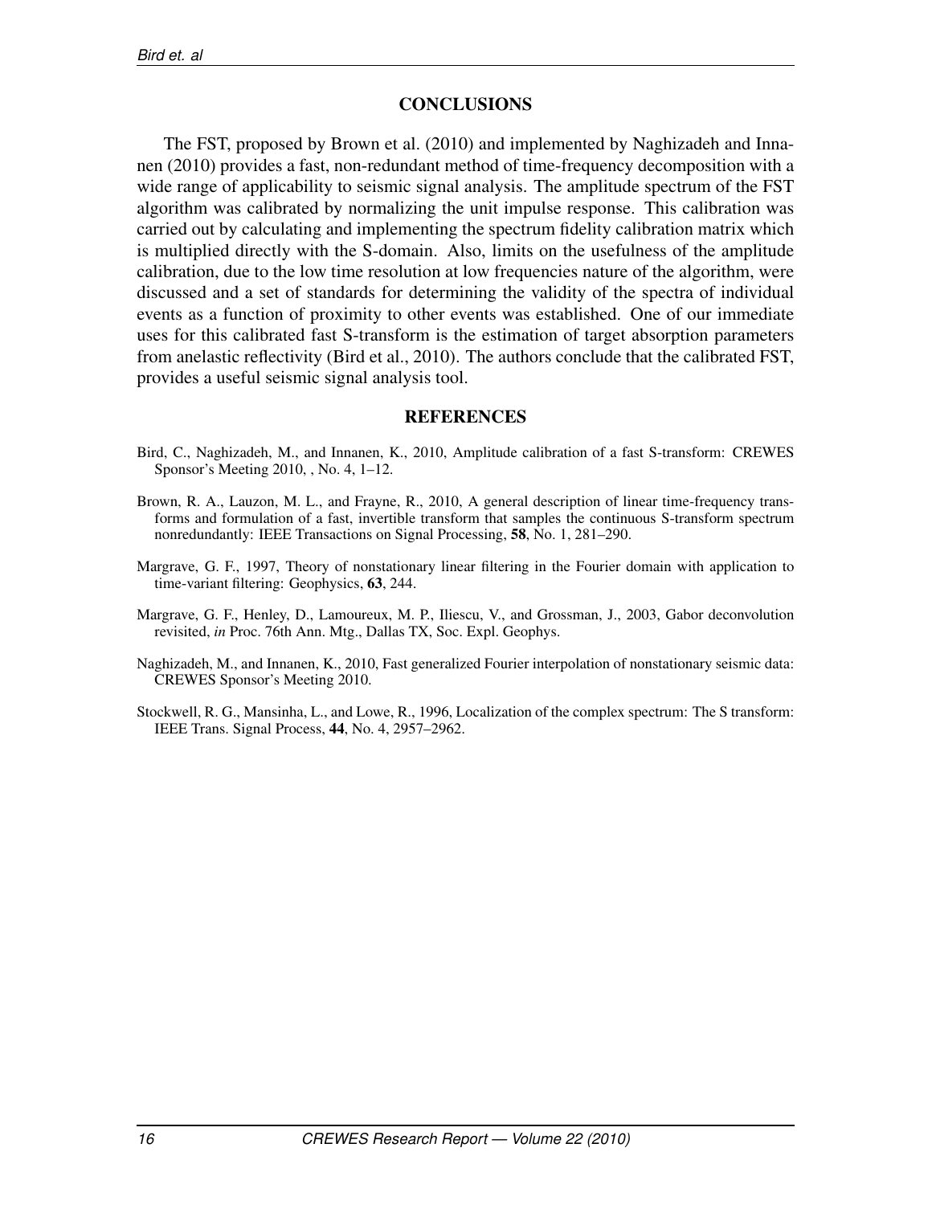## CONCLUSIONS

The FST, proposed by Brown et al. (2010) and implemented by Naghizadeh and Innanen (2010) provides a fast, non-redundant method of time-frequency decomposition with a wide range of applicability to seismic signal analysis. The amplitude spectrum of the FST algorithm was calibrated by normalizing the unit impulse response. This calibration was carried out by calculating and implementing the spectrum fidelity calibration matrix which is multiplied directly with the S-domain. Also, limits on the usefulness of the amplitude calibration, due to the low time resolution at low frequencies nature of the algorithm, were discussed and a set of standards for determining the validity of the spectra of individual events as a function of proximity to other events was established. One of our immediate uses for this calibrated fast S-transform is the estimation of target absorption parameters from anelastic reflectivity (Bird et al., 2010). The authors conclude that the calibrated FST, provides a useful seismic signal analysis tool.

## REFERENCES

Bird, C., Naghizadeh, M., and Innanen, K., 2010, Amplitude calibration of a fast S-transform: CREWES Sponsor's Meeting 2010, , No. 4, 1–12.

Brown, R. A., Lauzon, M. L., and Frayne, R., 2010, A general description of linear time-frequency transforms and formulation of a fast, invertible transform that samples the continuous S-transform spectrum nonredundantly: IEEE Transactions on Signal Processing, **58**, No. 1, 281–290.

Margrave, G. F., 1997, Theory of nonstationary linear filtering in the Fourier domain with application to time-variant filtering: Geophysics, **63**, 244.

Margrave, G. F., Henley, D., Lamoureux, M. P., Iliescu, V., and Grossman, J., 2003, Gabor deconvolution revisited, *in* Proc. 76th Ann. Mtg., Dallas TX, Soc. Expl. Geophys.

Naghizadeh, M., and Innanen, K., 2010, Fast generalized Fourier interpolation of nonstationary seismic data: CREWES Sponsor's Meeting 2010.

Stockwell, R. G., Mansinha, L., and Lowe, R., 1996, Localization of the complex spectrum: The S transform: IEEE Trans. Signal Process, **44**, No. 4, 2957–2962.